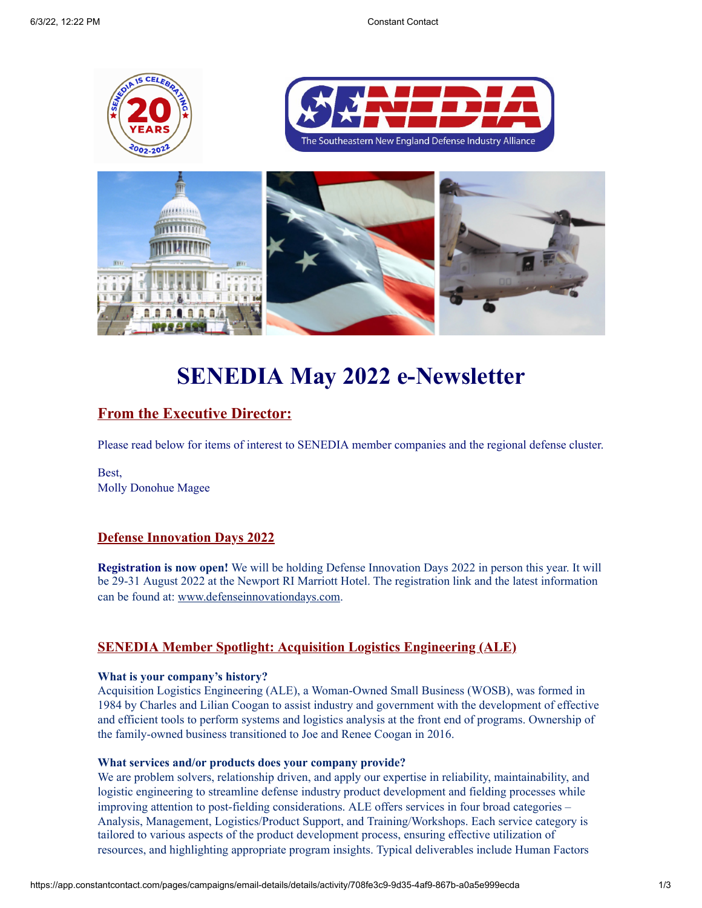# SENEDIA May 2022 e-Newsletter

## From the Executive Director:

Please read below for items of interest to SENEDIA member companies and the regional defense cluster.

Best,
Molly Donohue Magee

## Defense Innovation Days 2022

**Registration is now open!** We will be holding Defense Innovation Days 2022 in person this year. It will be 29-31 August 2022 at the Newport RI Marriott Hotel. The registration link and the latest information can be found at: www.defenseinnovationdays.com.

## SENEDIA Member Spotlight: Acquisition Logistics Engineering (ALE)

**What is your company's history?**
Acquisition Logistics Engineering (ALE), a Woman-Owned Small Business (WOSB), was formed in 1984 by Charles and Lilian Coogan to assist industry and government with the development of effective and efficient tools to perform systems and logistics analysis at the front end of programs. Ownership of the family-owned business transitioned to Joe and Renee Coogan in 2016.

**What services and/or products does your company provide?**
We are problem solvers, relationship driven, and apply our expertise in reliability, maintainability, and logistic engineering to streamline defense industry product development and fielding processes while improving attention to post-fielding considerations. ALE offers services in four broad categories – Analysis, Management, Logistics/Product Support, and Training/Workshops. Each service category is tailored to various aspects of the product development process, ensuring effective utilization of resources, and highlighting appropriate program insights. Typical deliverables include Human Factors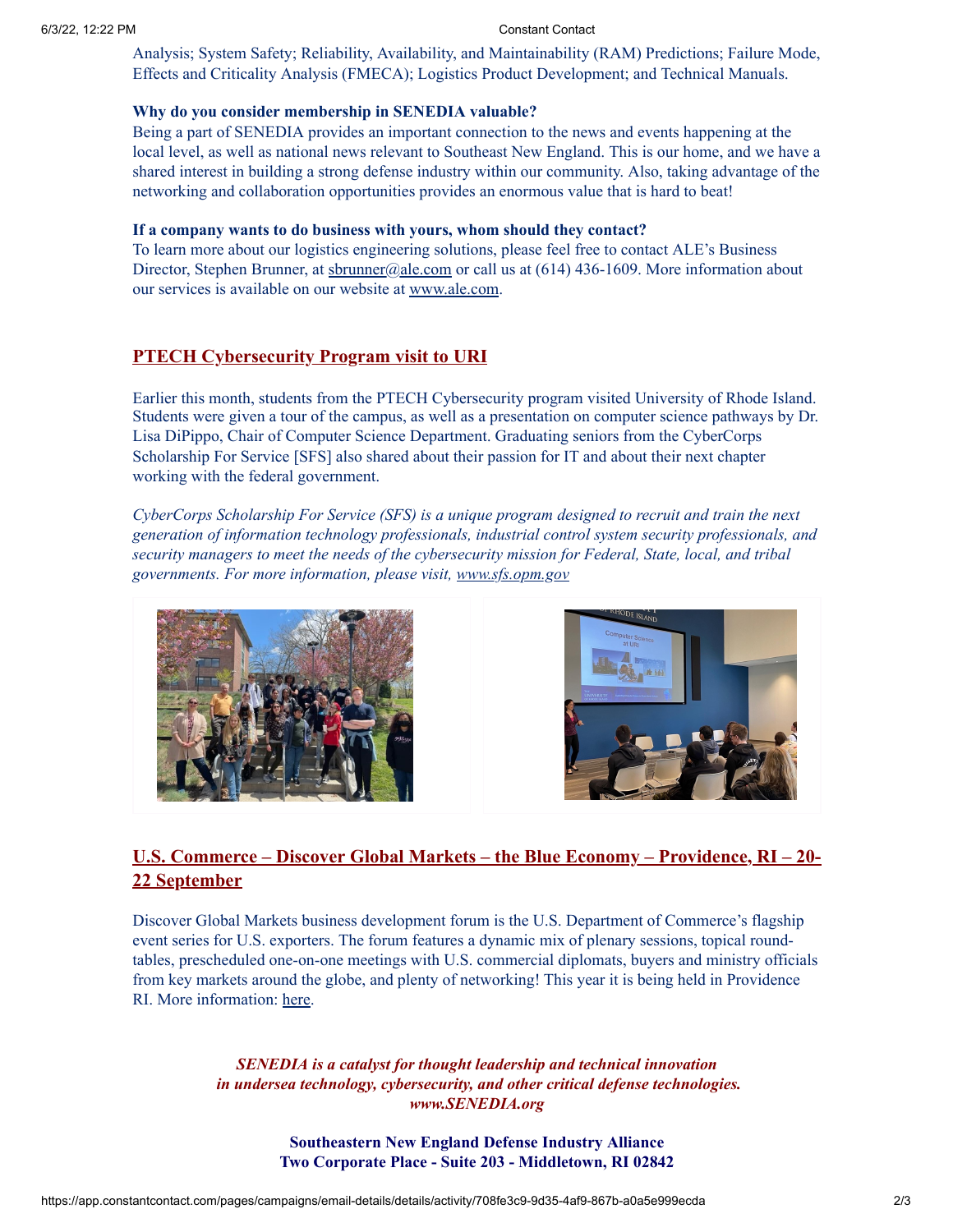Analysis; System Safety; Reliability, Availability, and Maintainability (RAM) Predictions; Failure Mode, Effects and Criticality Analysis (FMECA); Logistics Product Development; and Technical Manuals.

**Why do you consider membership in SENEDIA valuable?**
Being a part of SENEDIA provides an important connection to the news and events happening at the local level, as well as national news relevant to Southeast New England. This is our home, and we have a shared interest in building a strong defense industry within our community. Also, taking advantage of the networking and collaboration opportunities provides an enormous value that is hard to beat!

**If a company wants to do business with yours, whom should they contact?**
To learn more about our logistics engineering solutions, please feel free to contact ALE's Business Director, Stephen Brunner, at sbrunner@ale.com or call us at (614) 436-1609. More information about our services is available on our website at www.ale.com.

## PTECH Cybersecurity Program visit to URI

Earlier this month, students from the PTECH Cybersecurity program visited University of Rhode Island. Students were given a tour of the campus, as well as a presentation on computer science pathways by Dr. Lisa DiPippo, Chair of Computer Science Department. Graduating seniors from the CyberCorps Scholarship For Service [SFS] also shared about their passion for IT and about their next chapter working with the federal government.

*CyberCorps Scholarship For Service (SFS) is a unique program designed to recruit and train the next generation of information technology professionals, industrial control system security professionals, and security managers to meet the needs of the cybersecurity mission for Federal, State, local, and tribal governments. For more information, please visit, www.sfs.opm.gov*

## U.S. Commerce – Discover Global Markets – the Blue Economy – Providence, RI – 20-22 September

Discover Global Markets business development forum is the U.S. Department of Commerce's flagship event series for U.S. exporters. The forum features a dynamic mix of plenary sessions, topical round-tables, prescheduled one-on-one meetings with U.S. commercial diplomats, buyers and ministry officials from key markets around the globe, and plenty of networking! This year it is being held in Providence RI. More information: here.

***SENEDIA is a catalyst for thought leadership and technical innovation in undersea technology, cybersecurity, and other critical defense technologies.***
***www.SENEDIA.org***

**Southeastern New England Defense Industry Alliance**
**Two Corporate Place - Suite 203 - Middletown, RI 02842**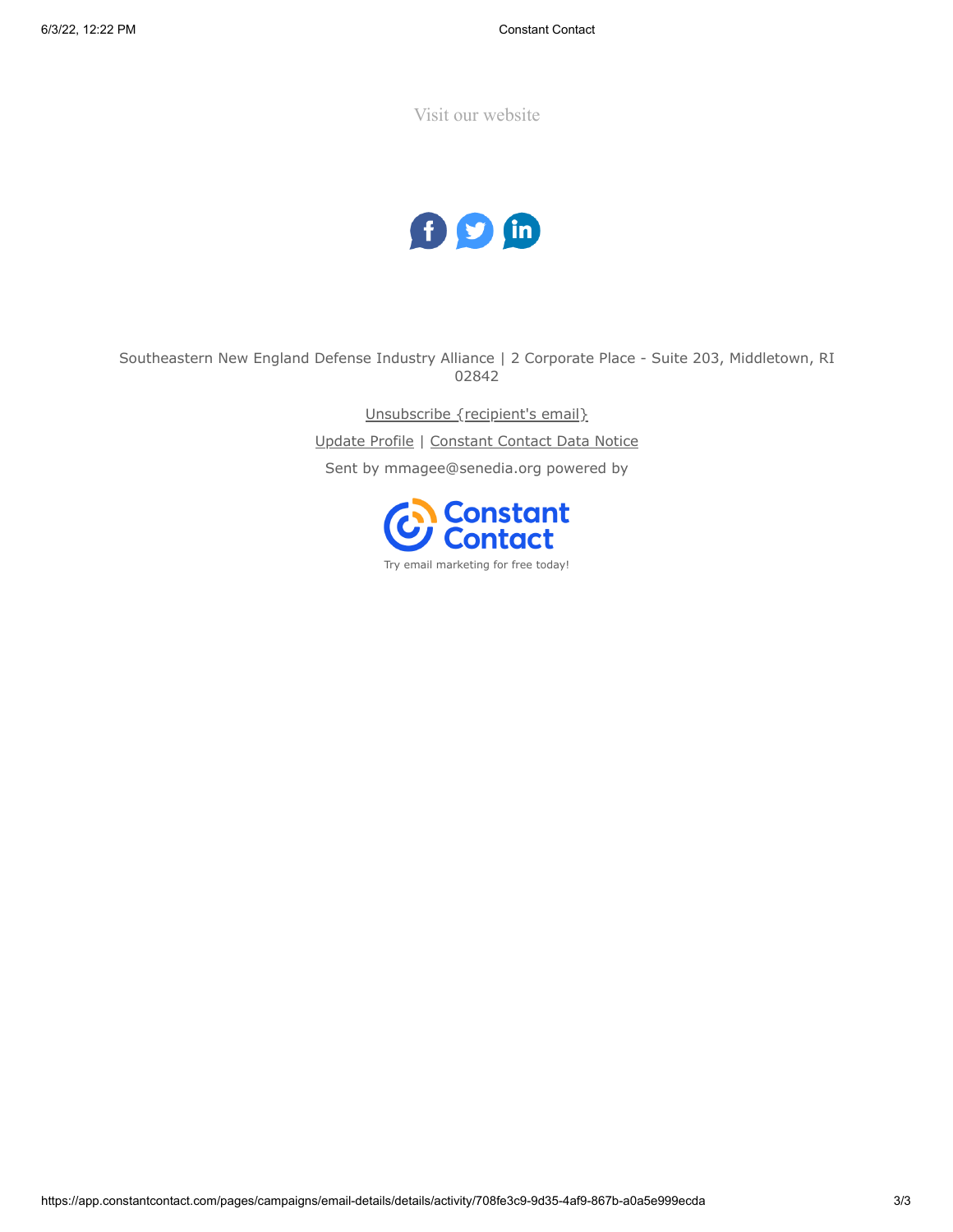Visit our website

Southeastern New England Defense Industry Alliance | 2 Corporate Place - Suite 203, Middletown, RI 02842

Unsubscribe {recipient's email}

Update Profile | Constant Contact Data Notice

Sent by mmagee@senedia.org powered by

Constant Contact

Try email marketing for free today!